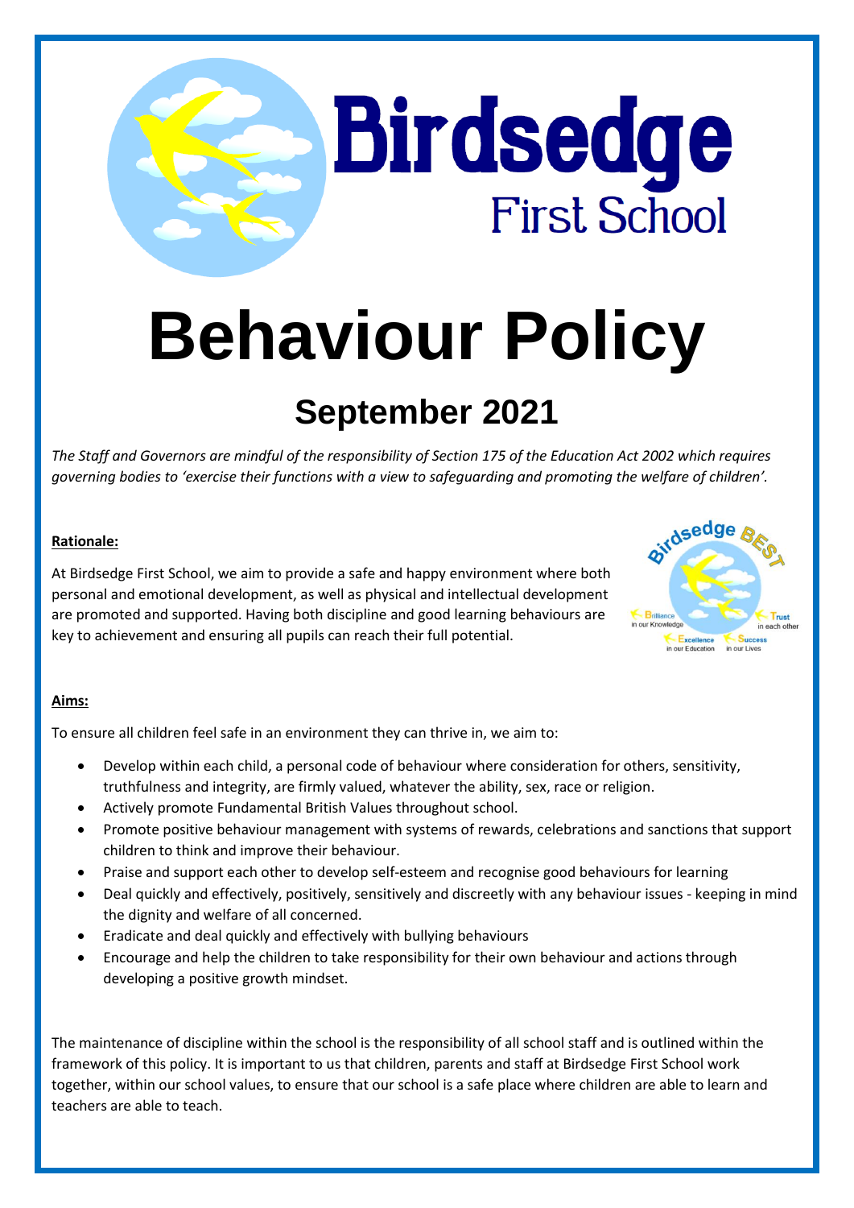# Birdsedge First School

# Behaviour Policy

## September 2021

*The Staff and Governors are mindful of the responsibility of Section 175 of the Education Act 2002 which requires governing bodies to 'exercise their functions with a view to safeguarding and promoting the welfare of children'.*

**Rationale:**

At Birdsedge First School, we aim to provide a safe and happy environment where both personal and emotional development, as well as physical and intellectual development are promoted and supported. Having both discipline and good learning behaviours are key to achievement and ensuring all pupils can reach their full potential.

**Aims:**

To ensure all children feel safe in an environment they can thrive in, we aim to:

- Develop within each child, a personal code of behaviour where consideration for others, sensitivity, truthfulness and integrity, are firmly valued, whatever the ability, sex, race or religion.
- Actively promote Fundamental British Values throughout school.
- Promote positive behaviour management with systems of rewards, celebrations and sanctions that support children to think and improve their behaviour.
- Praise and support each other to develop self-esteem and recognise good behaviours for learning
- Deal quickly and effectively, positively, sensitively and discreetly with any behaviour issues - keeping in mind the dignity and welfare of all concerned.
- Eradicate and deal quickly and effectively with bullying behaviours
- Encourage and help the children to take responsibility for their own behaviour and actions through developing a positive growth mindset.

The maintenance of discipline within the school is the responsibility of all school staff and is outlined within the framework of this policy. It is important to us that children, parents and staff at Birdsedge First School work together, within our school values, to ensure that our school is a safe place where children are able to learn and teachers are able to teach.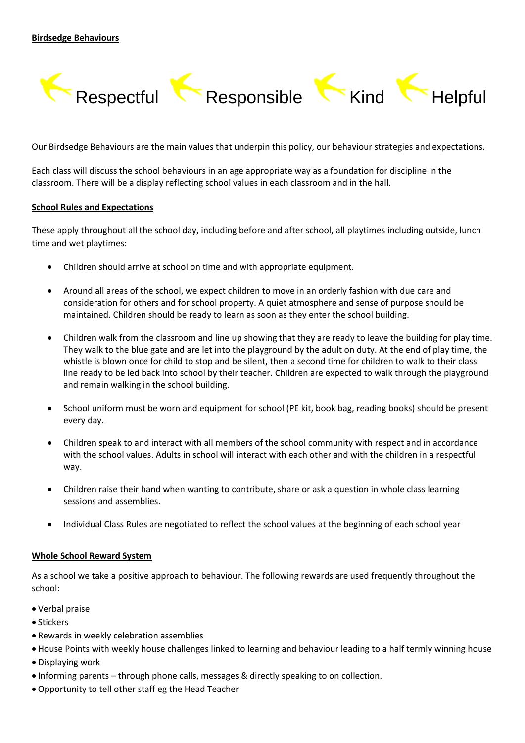**Birdsedge Behaviours**

Respectful Responsible Kind Helpful

Our Birdsedge Behaviours are the main values that underpin this policy, our behaviour strategies and expectations.

Each class will discuss the school behaviours in an age appropriate way as a foundation for discipline in the classroom. There will be a display reflecting school values in each classroom and in the hall.

**School Rules and Expectations**

These apply throughout all the school day, including before and after school, all playtimes including outside, lunch time and wet playtimes:

- Children should arrive at school on time and with appropriate equipment.
- Around all areas of the school, we expect children to move in an orderly fashion with due care and consideration for others and for school property. A quiet atmosphere and sense of purpose should be maintained. Children should be ready to learn as soon as they enter the school building.
- Children walk from the classroom and line up showing that they are ready to leave the building for play time. They walk to the blue gate and are let into the playground by the adult on duty. At the end of play time, the whistle is blown once for child to stop and be silent, then a second time for children to walk to their class line ready to be led back into school by their teacher. Children are expected to walk through the playground and remain walking in the school building.
- School uniform must be worn and equipment for school (PE kit, book bag, reading books) should be present every day.
- Children speak to and interact with all members of the school community with respect and in accordance with the school values. Adults in school will interact with each other and with the children in a respectful way.
- Children raise their hand when wanting to contribute, share or ask a question in whole class learning sessions and assemblies.
- Individual Class Rules are negotiated to reflect the school values at the beginning of each school year

**Whole School Reward System**

As a school we take a positive approach to behaviour. The following rewards are used frequently throughout the school:

- Verbal praise
- Stickers
- Rewards in weekly celebration assemblies
- House Points with weekly house challenges linked to learning and behaviour leading to a half termly winning house
- Displaying work
- Informing parents – through phone calls, messages & directly speaking to on collection.
- Opportunity to tell other staff eg the Head Teacher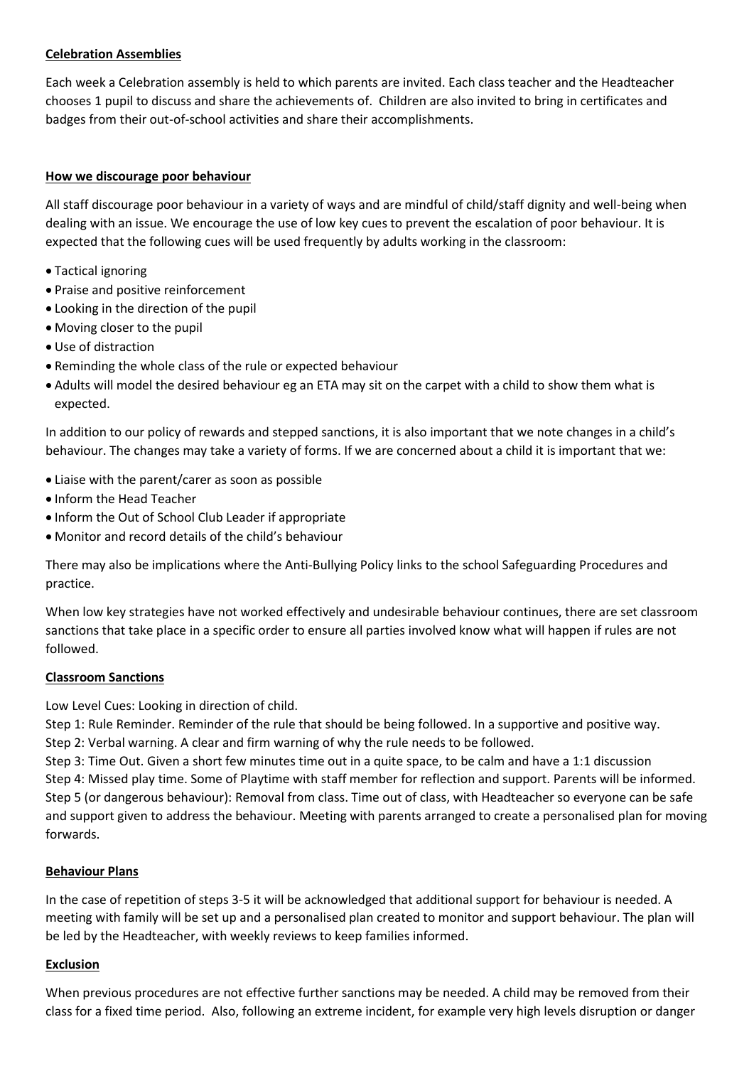**Celebration Assemblies**

Each week a Celebration assembly is held to which parents are invited. Each class teacher and the Headteacher chooses 1 pupil to discuss and share the achievements of. Children are also invited to bring in certificates and badges from their out-of-school activities and share their accomplishments.

**How we discourage poor behaviour**

All staff discourage poor behaviour in a variety of ways and are mindful of child/staff dignity and well-being when dealing with an issue. We encourage the use of low key cues to prevent the escalation of poor behaviour. It is expected that the following cues will be used frequently by adults working in the classroom:

- Tactical ignoring
- Praise and positive reinforcement
- Looking in the direction of the pupil
- Moving closer to the pupil
- Use of distraction
- Reminding the whole class of the rule or expected behaviour
- Adults will model the desired behaviour eg an ETA may sit on the carpet with a child to show them what is expected.

In addition to our policy of rewards and stepped sanctions, it is also important that we note changes in a child's behaviour. The changes may take a variety of forms. If we are concerned about a child it is important that we:

- Liaise with the parent/carer as soon as possible
- Inform the Head Teacher
- Inform the Out of School Club Leader if appropriate
- Monitor and record details of the child's behaviour

There may also be implications where the Anti-Bullying Policy links to the school Safeguarding Procedures and practice.

When low key strategies have not worked effectively and undesirable behaviour continues, there are set classroom sanctions that take place in a specific order to ensure all parties involved know what will happen if rules are not followed.

**Classroom Sanctions**

Low Level Cues: Looking in direction of child.
Step 1: Rule Reminder. Reminder of the rule that should be being followed. In a supportive and positive way.
Step 2: Verbal warning. A clear and firm warning of why the rule needs to be followed.
Step 3: Time Out. Given a short few minutes time out in a quite space, to be calm and have a 1:1 discussion
Step 4: Missed play time. Some of Playtime with staff member for reflection and support. Parents will be informed.
Step 5 (or dangerous behaviour): Removal from class. Time out of class, with Headteacher so everyone can be safe and support given to address the behaviour. Meeting with parents arranged to create a personalised plan for moving forwards.

**Behaviour Plans**

In the case of repetition of steps 3-5 it will be acknowledged that additional support for behaviour is needed. A meeting with family will be set up and a personalised plan created to monitor and support behaviour. The plan will be led by the Headteacher, with weekly reviews to keep families informed.

**Exclusion**

When previous procedures are not effective further sanctions may be needed. A child may be removed from their class for a fixed time period. Also, following an extreme incident, for example very high levels disruption or danger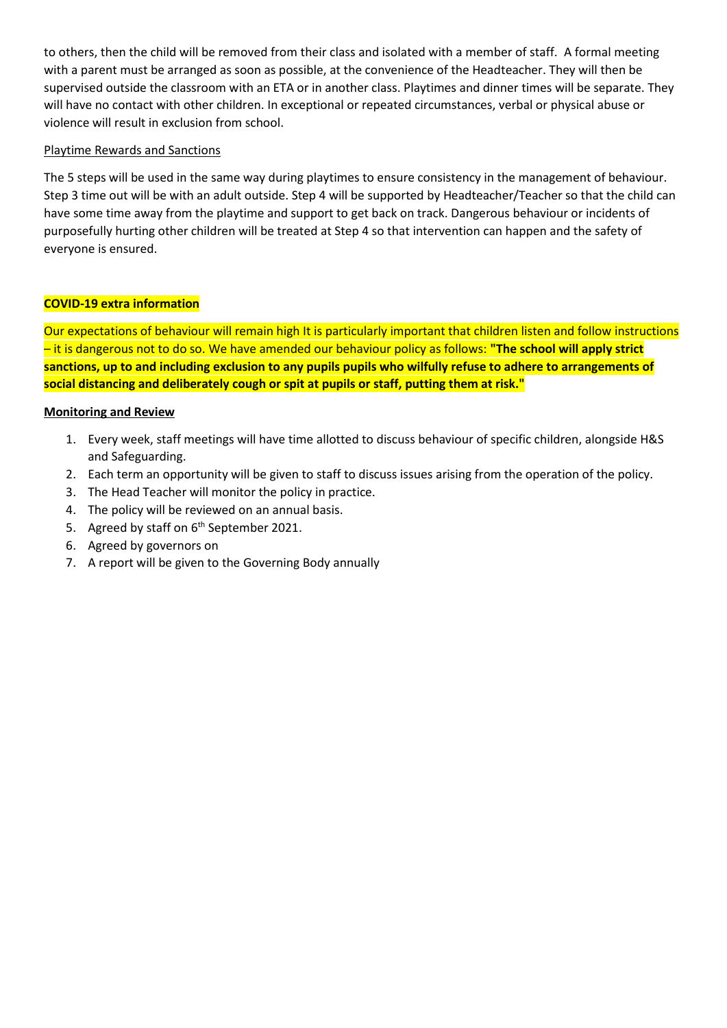to others, then the child will be removed from their class and isolated with a member of staff. A formal meeting with a parent must be arranged as soon as possible, at the convenience of the Headteacher. They will then be supervised outside the classroom with an ETA or in another class. Playtimes and dinner times will be separate. They will have no contact with other children. In exceptional or repeated circumstances, verbal or physical abuse or violence will result in exclusion from school.

Playtime Rewards and Sanctions

The 5 steps will be used in the same way during playtimes to ensure consistency in the management of behaviour. Step 3 time out will be with an adult outside. Step 4 will be supported by Headteacher/Teacher so that the child can have some time away from the playtime and support to get back on track. Dangerous behaviour or incidents of purposefully hurting other children will be treated at Step 4 so that intervention can happen and the safety of everyone is ensured.

**COVID-19 extra information**

Our expectations of behaviour will remain high It is particularly important that children listen and follow instructions – it is dangerous not to do so. We have amended our behaviour policy as follows: **"The school will apply strict sanctions, up to and including exclusion to any pupils pupils who wilfully refuse to adhere to arrangements of social distancing and deliberately cough or spit at pupils or staff, putting them at risk."**

**Monitoring and Review**

1. Every week, staff meetings will have time allotted to discuss behaviour of specific children, alongside H&S and Safeguarding.
2. Each term an opportunity will be given to staff to discuss issues arising from the operation of the policy.
3. The Head Teacher will monitor the policy in practice.
4. The policy will be reviewed on an annual basis.
5. Agreed by staff on 6th September 2021.
6. Agreed by governors on
7. A report will be given to the Governing Body annually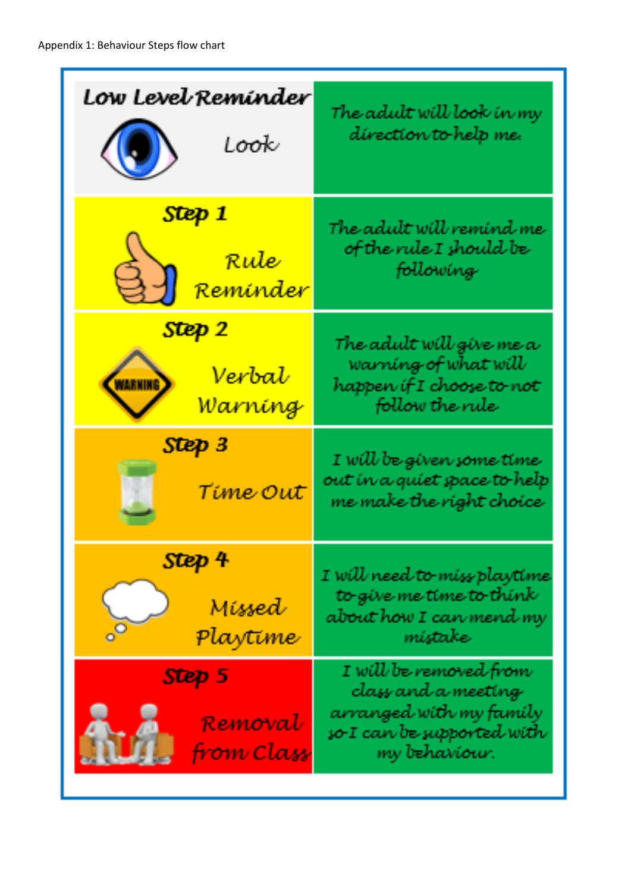Appendix 1: Behaviour Steps flow chart

| | |
|---|---|
| **Low Level Reminder** Look | The adult will look in my direction to help me. |
| **Step 1** Rule Reminder | The adult will remind me of the rule I should be following |
| **Step 2** Verbal Warning | The adult will give me a warning of what will happen if I choose to not follow the rule |
| **Step 3** Time Out | I will be given some time out in a quiet space to help me make the right choice |
| **Step 4** Missed Playtime | I will need to miss playtime to give me time to think about how I can mend my mistake |
| **Step 5** Removal from Class | I will be removed from class and a meeting arranged with my family so I can be supported with my behaviour. |